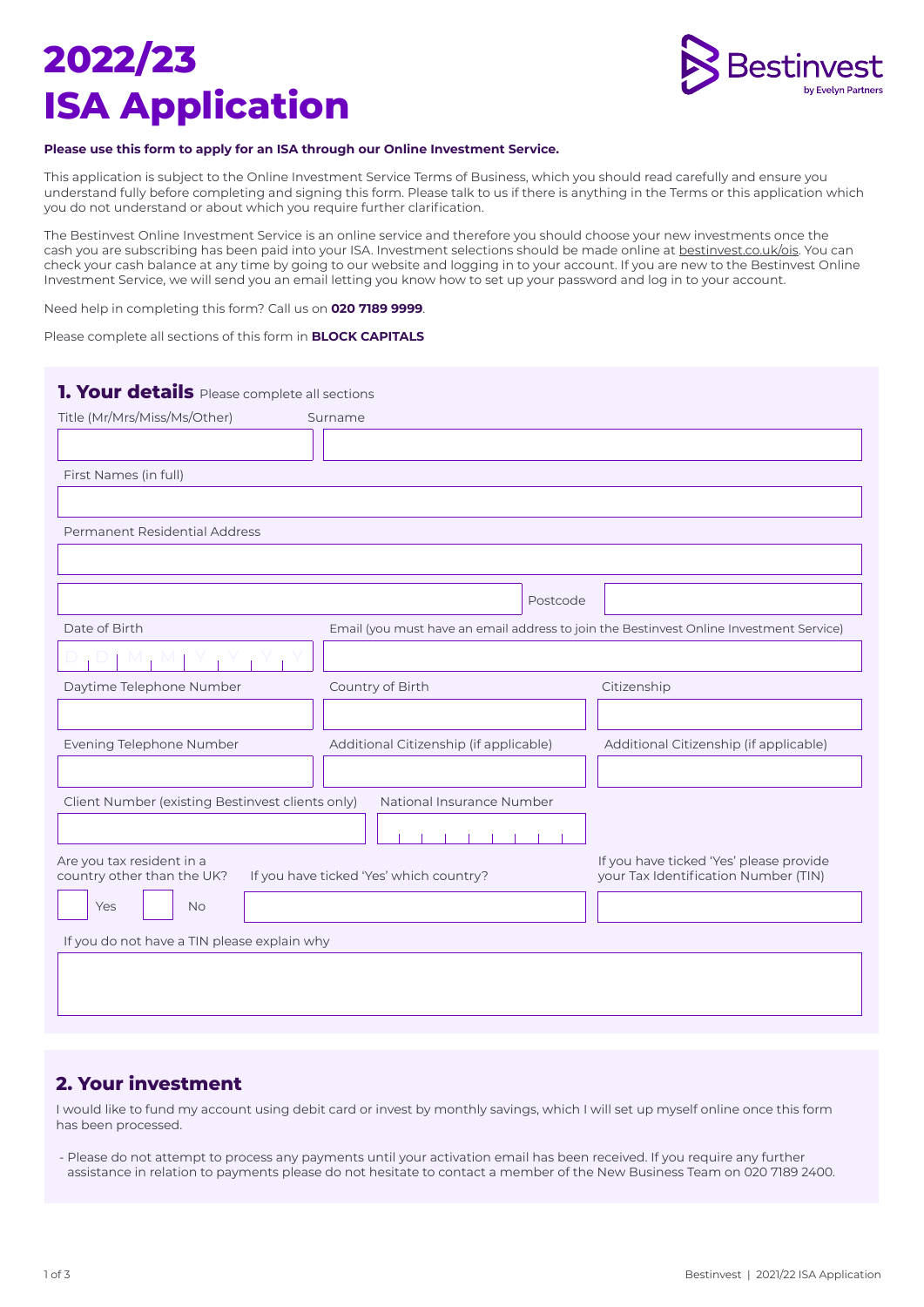# 2022/23 ISA Application

Bestinvest
by Evelyn Partners

**Please use this form to apply for an ISA through our Online Investment Service.**

This application is subject to the Online Investment Service Terms of Business, which you should read carefully and ensure you understand fully before completing and signing this form. Please talk to us if there is anything in the Terms or this application which you do not understand or about which you require further clarification.

The Bestinvest Online Investment Service is an online service and therefore you should choose your new investments once the cash you are subscribing has been paid into your ISA. Investment selections should be made online at bestinvest.co.uk/ois. You can check your cash balance at any time by going to our website and logging in to your account. If you are new to the Bestinvest Online Investment Service, we will send you an email letting you know how to set up your password and log in to your account.

Need help in completing this form? Call us on **020 7189 9999**.

Please complete all sections of this form in **BLOCK CAPITALS**

## 1. Your details

Please complete all sections

Title (Mr/Mrs/Miss/Ms/Other)

Surname

First Names (in full)

Permanent Residential Address

Postcode

Date of Birth

D D M M Y Y Y Y

Email (you must have an email address to join the Bestinvest Online Investment Service)

Daytime Telephone Number

Country of Birth

Citizenship

Evening Telephone Number

Additional Citizenship (if applicable)

Additional Citizenship (if applicable)

Client Number (existing Bestinvest clients only)

National Insurance Number

Are you tax resident in a country other than the UK?

Yes | No

If you have ticked 'Yes' which country?

If you have ticked 'Yes' please provide your Tax Identification Number (TIN)

If you do not have a TIN please explain why

## 2. Your investment

I would like to fund my account using debit card or invest by monthly savings, which I will set up myself online once this form has been processed.

- Please do not attempt to process any payments until your activation email has been received. If you require any further assistance in relation to payments please do not hesitate to contact a member of the New Business Team on 020 7189 2400.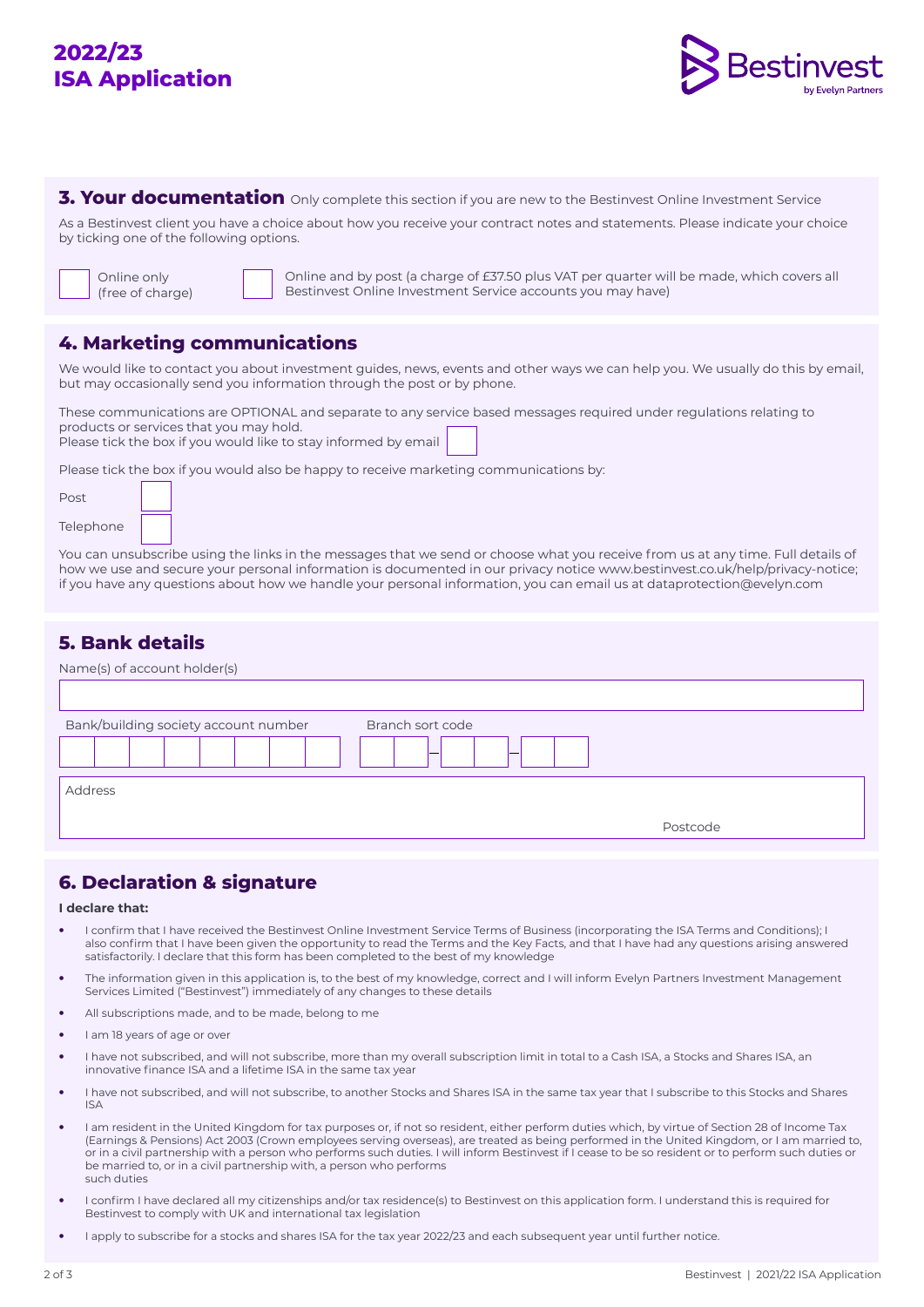# 2022/23 ISA Application

## 3. Your documentation

Only complete this section if you are new to the Bestinvest Online Investment Service

As a Bestinvest client you have a choice about how you receive your contract notes and statements. Please indicate your choice by ticking one of the following options.

☐ Online only (free of charge)

☐ Online and by post (a charge of £37.50 plus VAT per quarter will be made, which covers all Bestinvest Online Investment Service accounts you may have)

## 4. Marketing communications

We would like to contact you about investment guides, news, events and other ways we can help you. We usually do this by email, but may occasionally send you information through the post or by phone.

These communications are OPTIONAL and separate to any service based messages required under regulations relating to products or services that you may hold.
Please tick the box if you would like to stay informed by email ☐

Please tick the box if you would also be happy to receive marketing communications by:

Post ☐

Telephone ☐

You can unsubscribe using the links in the messages that we send or choose what you receive from us at any time. Full details of how we use and secure your personal information is documented in our privacy notice www.bestinvest.co.uk/help/privacy-notice; if you have any questions about how we handle your personal information, you can email us at dataprotection@evelyn.com

## 5. Bank details

Name(s) of account holder(s)

Bank/building society account number

Branch sort code

Address

Postcode

## 6. Declaration & signature

**I declare that:**

- I confirm that I have received the Bestinvest Online Investment Service Terms of Business (incorporating the ISA Terms and Conditions); I also confirm that I have been given the opportunity to read the Terms and the Key Facts, and that I have had any questions arising answered satisfactorily. I declare that this form has been completed to the best of my knowledge
- The information given in this application is, to the best of my knowledge, correct and I will inform Evelyn Partners Investment Management Services Limited ("Bestinvest") immediately of any changes to these details
- All subscriptions made, and to be made, belong to me
- I am 18 years of age or over
- I have not subscribed, and will not subscribe, more than my overall subscription limit in total to a Cash ISA, a Stocks and Shares ISA, an innovative finance ISA and a lifetime ISA in the same tax year
- I have not subscribed, and will not subscribe, to another Stocks and Shares ISA in the same tax year that I subscribe to this Stocks and Shares ISA
- I am resident in the United Kingdom for tax purposes or, if not so resident, either perform duties which, by virtue of Section 28 of Income Tax (Earnings & Pensions) Act 2003 (Crown employees serving overseas), are treated as being performed in the United Kingdom, or I am married to, or in a civil partnership with a person who performs such duties. I will inform Bestinvest if I cease to be so resident or to perform such duties or be married to, or in a civil partnership with, a person who performs such duties
- I confirm I have declared all my citizenships and/or tax residence(s) to Bestinvest on this application form. I understand this is required for Bestinvest to comply with UK and international tax legislation
- I apply to subscribe for a stocks and shares ISA for the tax year 2022/23 and each subsequent year until further notice.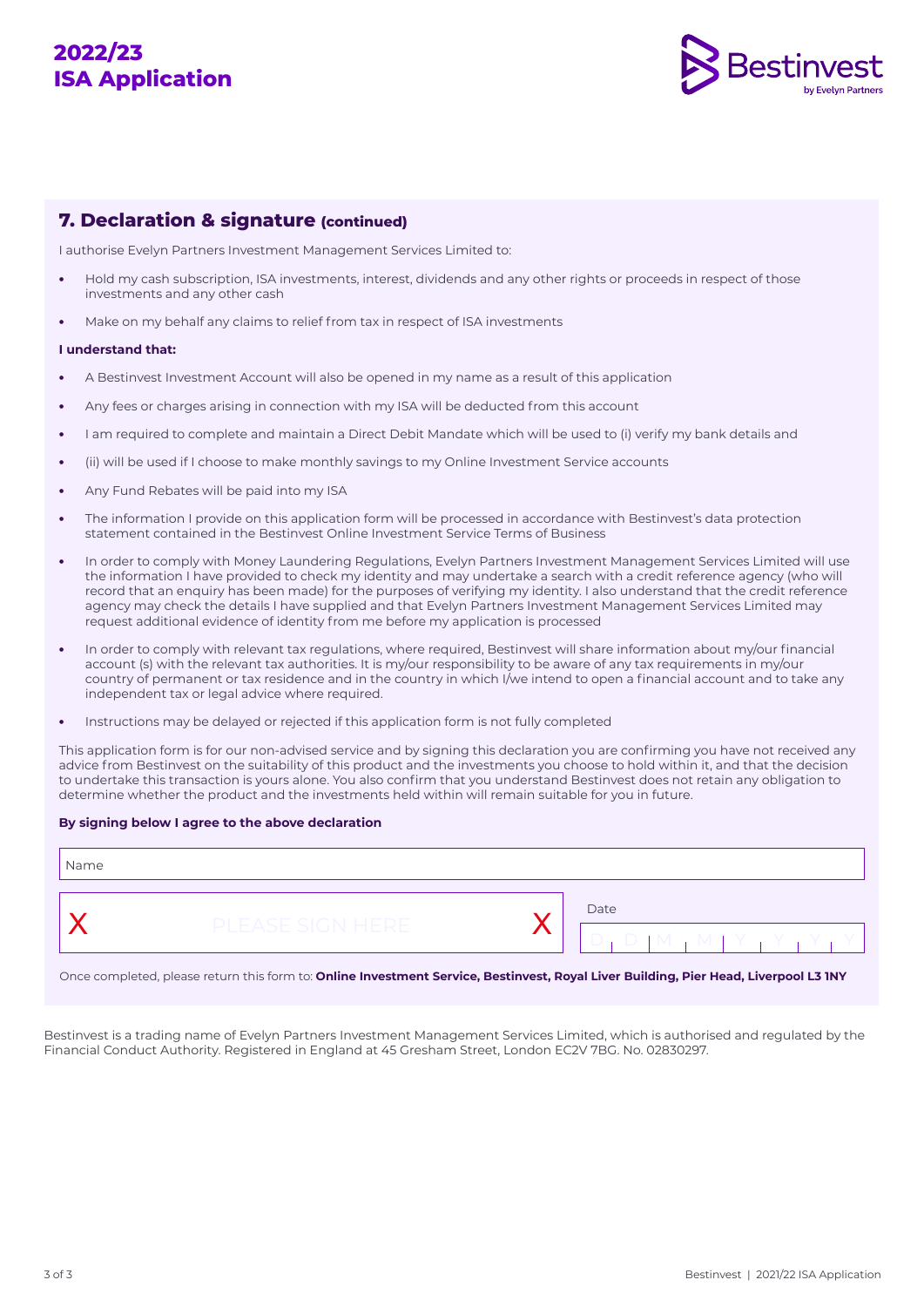# 2022/23 ISA Application

## 7. Declaration & signature (continued)

I authorise Evelyn Partners Investment Management Services Limited to:

- Hold my cash subscription, ISA investments, interest, dividends and any other rights or proceeds in respect of those investments and any other cash
- Make on my behalf any claims to relief from tax in respect of ISA investments

**I understand that:**

- A Bestinvest Investment Account will also be opened in my name as a result of this application
- Any fees or charges arising in connection with my ISA will be deducted from this account
- I am required to complete and maintain a Direct Debit Mandate which will be used to (i) verify my bank details and
- (ii) will be used if I choose to make monthly savings to my Online Investment Service accounts
- Any Fund Rebates will be paid into my ISA
- The information I provide on this application form will be processed in accordance with Bestinvest's data protection statement contained in the Bestinvest Online Investment Service Terms of Business
- In order to comply with Money Laundering Regulations, Evelyn Partners Investment Management Services Limited will use the information I have provided to check my identity and may undertake a search with a credit reference agency (who will record that an enquiry has been made) for the purposes of verifying my identity. I also understand that the credit reference agency may check the details I have supplied and that Evelyn Partners Investment Management Services Limited may request additional evidence of identity from me before my application is processed
- In order to comply with relevant tax regulations, where required, Bestinvest will share information about my/our financial account (s) with the relevant tax authorities. It is my/our responsibility to be aware of any tax requirements in my/our country of permanent or tax residence and in the country in which I/we intend to open a financial account and to take any independent tax or legal advice where required.
- Instructions may be delayed or rejected if this application form is not fully completed

This application form is for our non-advised service and by signing this declaration you are confirming you have not received any advice from Bestinvest on the suitability of this product and the investments you choose to hold within it, and that the decision to undertake this transaction is yours alone. You also confirm that you understand Bestinvest does not retain any obligation to determine whether the product and the investments held within will remain suitable for you in future.

**By signing below I agree to the above declaration**

Name

X PLEASE SIGN HERE X

Date D D M M Y Y Y Y

Once completed, please return this form to: **Online Investment Service, Bestinvest, Royal Liver Building, Pier Head, Liverpool L3 1NY**

Bestinvest is a trading name of Evelyn Partners Investment Management Services Limited, which is authorised and regulated by the Financial Conduct Authority. Registered in England at 45 Gresham Street, London EC2V 7BG. No. 02830297.